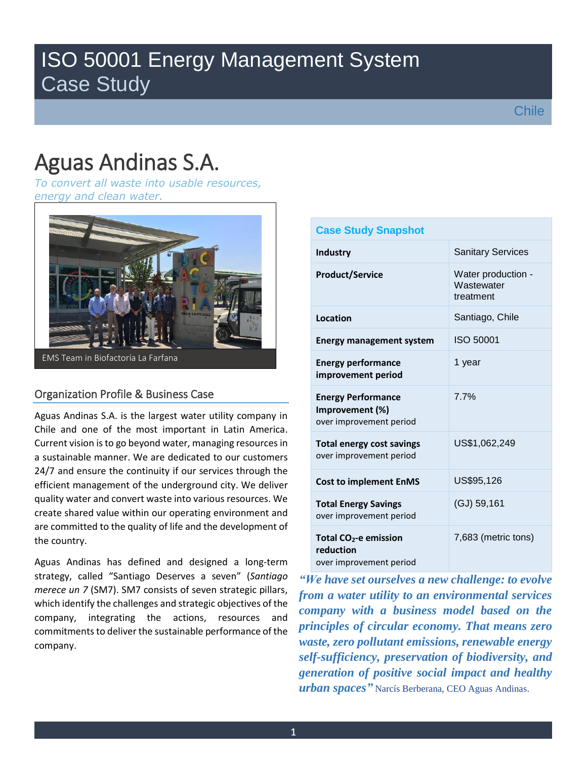# ISO 50001 Energy Management System
## Case Study

Chile

# Aguas Andinas S.A.

*To convert all waste into usable resources, energy and clean water.*

EMS Team in Biofactoría La Farfana

## Organization Profile & Business Case

Aguas Andinas S.A. is the largest water utility company in Chile and one of the most important in Latin America. Current vision is to go beyond water, managing resources in a sustainable manner. We are dedicated to our customers 24/7 and ensure the continuity if our services through the efficient management of the underground city. We deliver quality water and convert waste into various resources. We create shared value within our operating environment and are committed to the quality of life and the development of the country.

Aguas Andinas has defined and designed a long-term strategy, called "Santiago Deserves a seven" (*Santiago merece un 7* (SM7). SM7 consists of seven strategic pillars, which identify the challenges and strategic objectives of the company, integrating the actions, resources and commitments to deliver the sustainable performance of the company.

| Case Study Snapshot | |
|---|---|
| **Industry** | Sanitary Services |
| **Product/Service** | Water production - Wastewater treatment |
| **Location** | Santiago, Chile |
| **Energy management system** | ISO 50001 |
| **Energy performance improvement period** | 1 year |
| **Energy Performance Improvement (%)** over improvement period | 7.7% |
| **Total energy cost savings** over improvement period | US$1,062,249 |
| **Cost to implement EnMS** | US$95,126 |
| **Total Energy Savings** over improvement period | (GJ) 59,161 |
| **Total $CO_2$-e emission reduction** over improvement period | 7,683 (metric tons) |

***"We have set ourselves a new challenge: to evolve from a water utility to an environmental services company with a business model based on the principles of circular economy. That means zero waste, zero pollutant emissions, renewable energy self-sufficiency, preservation of biodiversity, and generation of positive social impact and healthy urban spaces"*** Narcís Berberana, CEO Aguas Andinas.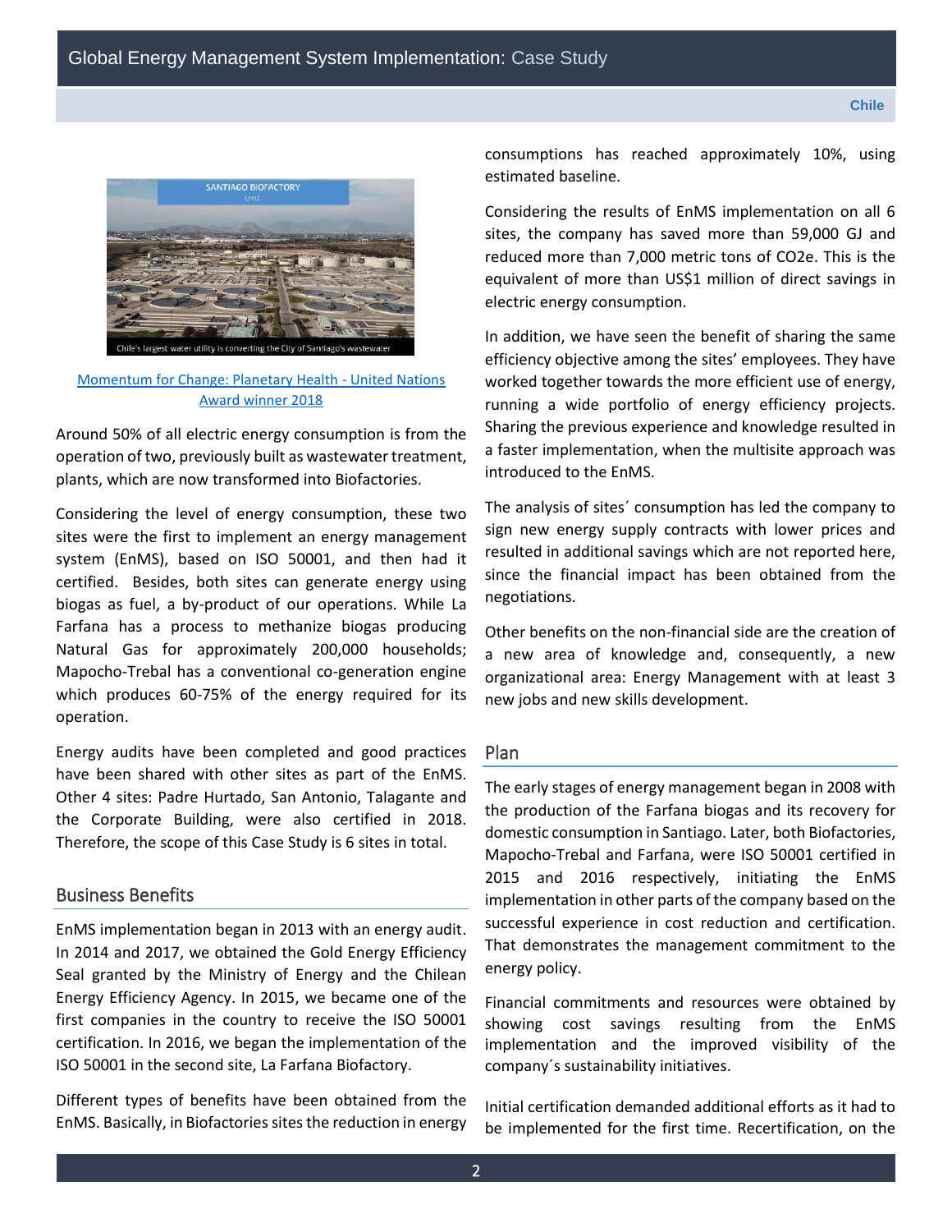[Momentum for Change: Planetary Health - United Nations Award winner 2018]

Around 50% of all electric energy consumption is from the operation of two, previously built as wastewater treatment, plants, which are now transformed into Biofactories.

Considering the level of energy consumption, these two sites were the first to implement an energy management system (EnMS), based on ISO 50001, and then had it certified. Besides, both sites can generate energy using biogas as fuel, a by-product of our operations. While La Farfana has a process to methanize biogas producing Natural Gas for approximately 200,000 households; Mapocho-Trebal has a conventional co-generation engine which produces 60-75% of the energy required for its operation.

Energy audits have been completed and good practices have been shared with other sites as part of the EnMS. Other 4 sites: Padre Hurtado, San Antonio, Talagante and the Corporate Building, were also certified in 2018. Therefore, the scope of this Case Study is 6 sites in total.

## Business Benefits

EnMS implementation began in 2013 with an energy audit. In 2014 and 2017, we obtained the Gold Energy Efficiency Seal granted by the Ministry of Energy and the Chilean Energy Efficiency Agency. In 2015, we became one of the first companies in the country to receive the ISO 50001 certification. In 2016, we began the implementation of the ISO 50001 in the second site, La Farfana Biofactory.

Different types of benefits have been obtained from the EnMS. Basically, in Biofactories sites the reduction in energy consumptions has reached approximately 10%, using estimated baseline.

Considering the results of EnMS implementation on all 6 sites, the company has saved more than 59,000 GJ and reduced more than 7,000 metric tons of CO2e. This is the equivalent of more than US$1 million of direct savings in electric energy consumption.

In addition, we have seen the benefit of sharing the same efficiency objective among the sites' employees. They have worked together towards the more efficient use of energy, running a wide portfolio of energy efficiency projects. Sharing the previous experience and knowledge resulted in a faster implementation, when the multisite approach was introduced to the EnMS.

The analysis of sites´ consumption has led the company to sign new energy supply contracts with lower prices and resulted in additional savings which are not reported here, since the financial impact has been obtained from the negotiations.

Other benefits on the non-financial side are the creation of a new area of knowledge and, consequently, a new organizational area: Energy Management with at least 3 new jobs and new skills development.

## Plan

The early stages of energy management began in 2008 with the production of the Farfana biogas and its recovery for domestic consumption in Santiago. Later, both Biofactories, Mapocho-Trebal and Farfana, were ISO 50001 certified in 2015 and 2016 respectively, initiating the EnMS implementation in other parts of the company based on the successful experience in cost reduction and certification. That demonstrates the management commitment to the energy policy.

Financial commitments and resources were obtained by showing cost savings resulting from the EnMS implementation and the improved visibility of the company´s sustainability initiatives.

Initial certification demanded additional efforts as it had to be implemented for the first time. Recertification, on the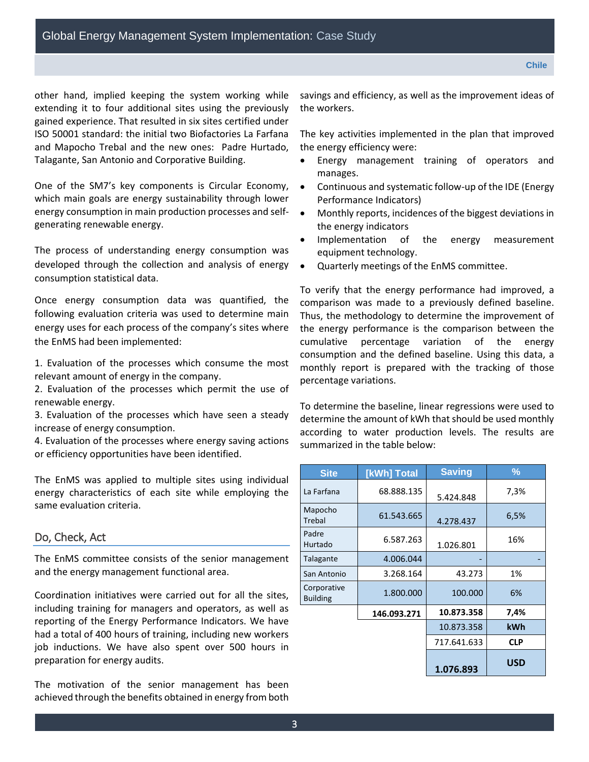other hand, implied keeping the system working while extending it to four additional sites using the previously gained experience. That resulted in six sites certified under ISO 50001 standard: the initial two Biofactories La Farfana and Mapocho Trebal and the new ones: Padre Hurtado, Talagante, San Antonio and Corporative Building.

One of the SM7's key components is Circular Economy, which main goals are energy sustainability through lower energy consumption in main production processes and self-generating renewable energy.

The process of understanding energy consumption was developed through the collection and analysis of energy consumption statistical data.

Once energy consumption data was quantified, the following evaluation criteria was used to determine main energy uses for each process of the company's sites where the EnMS had been implemented:

1. Evaluation of the processes which consume the most relevant amount of energy in the company.
2. Evaluation of the processes which permit the use of renewable energy.
3. Evaluation of the processes which have seen a steady increase of energy consumption.
4. Evaluation of the processes where energy saving actions or efficiency opportunities have been identified.

The EnMS was applied to multiple sites using individual energy characteristics of each site while employing the same evaluation criteria.

## Do, Check, Act

The EnMS committee consists of the senior management and the energy management functional area.

Coordination initiatives were carried out for all the sites, including training for managers and operators, as well as reporting of the Energy Performance Indicators. We have had a total of 400 hours of training, including new workers job inductions. We have also spent over 500 hours in preparation for energy audits.

The motivation of the senior management has been achieved through the benefits obtained in energy from both savings and efficiency, as well as the improvement ideas of the workers.

The key activities implemented in the plan that improved the energy efficiency were:

- Energy management training of operators and manages.
- Continuous and systematic follow-up of the IDE (Energy Performance Indicators)
- Monthly reports, incidences of the biggest deviations in the energy indicators
- Implementation of the energy measurement equipment technology.
- Quarterly meetings of the EnMS committee.

To verify that the energy performance had improved, a comparison was made to a previously defined baseline. Thus, the methodology to determine the improvement of the energy performance is the comparison between the cumulative percentage variation of the energy consumption and the defined baseline. Using this data, a monthly report is prepared with the tracking of those percentage variations.

To determine the baseline, linear regressions were used to determine the amount of kWh that should be used monthly according to water production levels. The results are summarized in the table below:

| Site | [kWh] Total | Saving | % |
|---|---|---|---|
| La Farfana | 68.888.135 | 5.424.848 | 7,3% |
| Mapocho Trebal | 61.543.665 | 4.278.437 | 6,5% |
| Padre Hurtado | 6.587.263 | 1.026.801 | 16% |
| Talagante | 4.006.044 | - | - |
| San Antonio | 3.268.164 | 43.273 | 1% |
| Corporative Building | 1.800.000 | 100.000 | 6% |
| | **146.093.271** | **10.873.358** | **7,4%** |
| | | 10.873.358 | **kWh** |
| | | 717.641.633 | **CLP** |
| | | **1.076.893** | **USD** |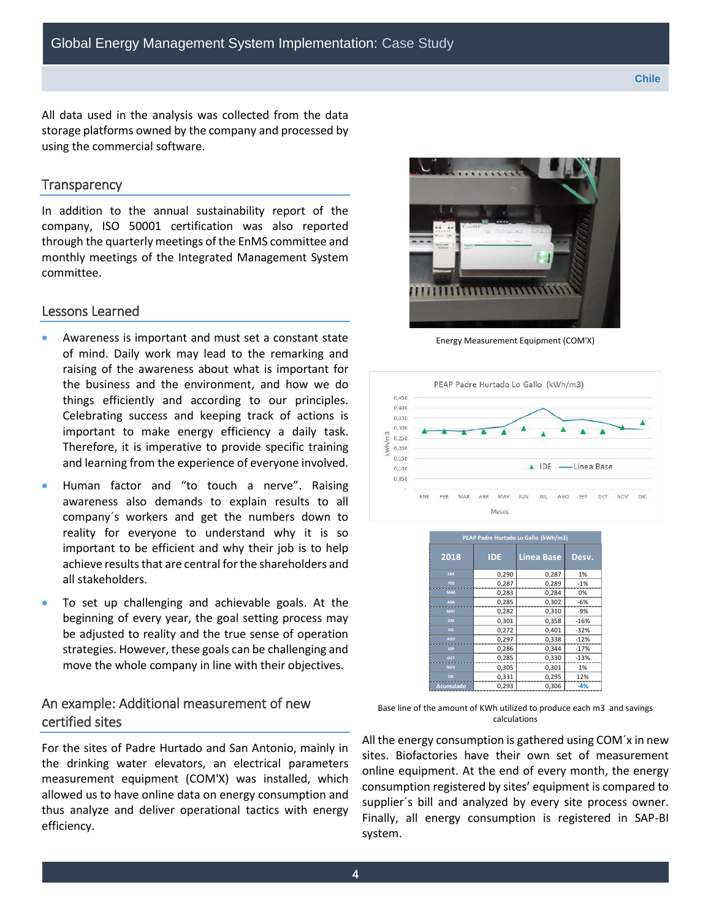All data used in the analysis was collected from the data storage platforms owned by the company and processed by using the commercial software.

## Transparency

In addition to the annual sustainability report of the company, ISO 50001 certification was also reported through the quarterly meetings of the EnMS committee and monthly meetings of the Integrated Management System committee.

## Lessons Learned

- Awareness is important and must set a constant state of mind. Daily work may lead to the remarking and raising of the awareness about what is important for the business and the environment, and how we do things efficiently and according to our principles. Celebrating success and keeping track of actions is important to make energy efficiency a daily task. Therefore, it is imperative to provide specific training and learning from the experience of everyone involved.
- Human factor and "to touch a nerve". Raising awareness also demands to explain results to all company´s workers and get the numbers down to reality for everyone to understand why it is so important to be efficient and why their job is to help achieve results that are central for the shareholders and all stakeholders.
- To set up challenging and achievable goals. At the beginning of every year, the goal setting process may be adjusted to reality and the true sense of operation strategies. However, these goals can be challenging and move the whole company in line with their objectives.

## An example: Additional measurement of new certified sites

For the sites of Padre Hurtado and San Antonio, mainly in the drinking water elevators, an electrical parameters measurement equipment (COM'X) was installed, which allowed us to have online data on energy consumption and thus analyze and deliver operational tactics with energy efficiency.

Energy Measurement Equipment (COM'X)

PEAP Padre Hurtado Lo Gallo (kWh/m3)

kWh/m3

0,450
0,400
0,350
0,300
0,250
0,200
0,150
0,100
0,050

IDE
Linea Base

ENE FEB MAR ABR MAY JUN JUL AGO SEP OCT NOV DIC

Meses

| PEAP Padre Hurtado Lo Gallo (kWh/m3) | | | |
|---|---|---|---|
| **2018** | **IDE** | **Linea Base** | **Desv.** |
| ENE | 0,290 | 0,287 | 1% |
| FEB | 0,287 | 0,289 | -1% |
| MAR | 0,283 | 0,284 | 0% |
| ABR | 0,285 | 0,302 | -6% |
| MAY | 0,282 | 0,310 | -9% |
| JUN | 0,301 | 0,358 | -16% |
| JUL | 0,272 | 0,401 | -32% |
| AGO | 0,297 | 0,338 | -12% |
| SEP | 0,286 | 0,344 | -17% |
| OCT | 0,285 | 0,330 | -13% |
| NOV | 0,305 | 0,301 | 1% |
| DIC | 0,331 | 0,295 | 12% |
| Acumulado | 0,293 | 0,306 | -4% |

Base line of the amount of KWh utilized to produce each m3 and savings calculations

All the energy consumption is gathered using COM´x in new sites. Biofactories have their own set of measurement online equipment. At the end of every month, the energy consumption registered by sites' equipment is compared to supplier´s bill and analyzed by every site process owner. Finally, all energy consumption is registered in SAP-BI system.